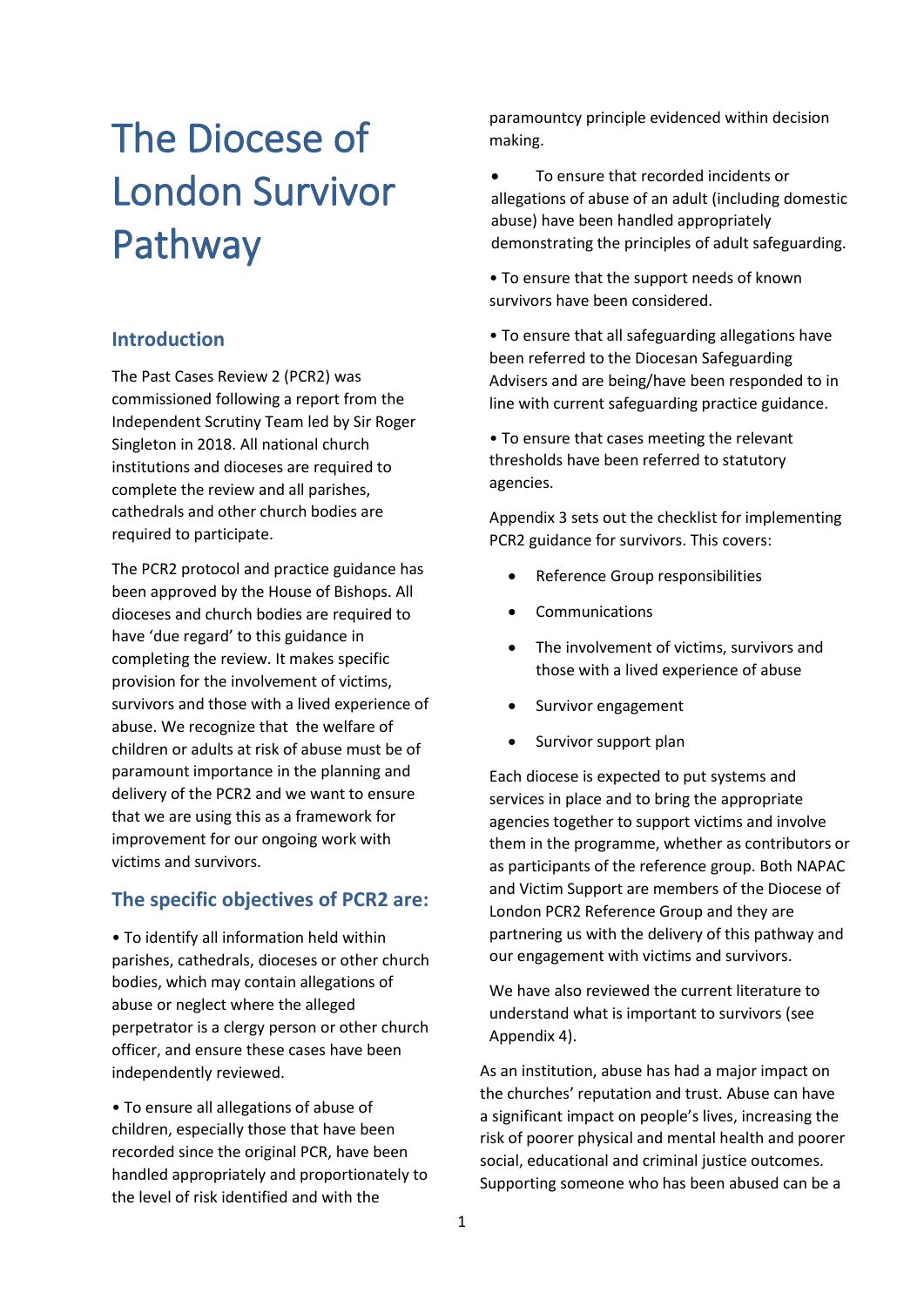# The Diocese of London Survivor Pathway

## Introduction

The Past Cases Review 2 (PCR2) was commissioned following a report from the Independent Scrutiny Team led by Sir Roger Singleton in 2018. All national church institutions and dioceses are required to complete the review and all parishes, cathedrals and other church bodies are required to participate.

The PCR2 protocol and practice guidance has been approved by the House of Bishops. All dioceses and church bodies are required to have 'due regard' to this guidance in completing the review. It makes specific provision for the involvement of victims, survivors and those with a lived experience of abuse. We recognize that the welfare of children or adults at risk of abuse must be of paramount importance in the planning and delivery of the PCR2 and we want to ensure that we are using this as a framework for improvement for our ongoing work with victims and survivors.

## The specific objectives of PCR2 are:

- To identify all information held within parishes, cathedrals, dioceses or other church bodies, which may contain allegations of abuse or neglect where the alleged perpetrator is a clergy person or other church officer, and ensure these cases have been independently reviewed.
- To ensure all allegations of abuse of children, especially those that have been recorded since the original PCR, have been handled appropriately and proportionately to the level of risk identified and with the paramountcy principle evidenced within decision making.
- To ensure that recorded incidents or allegations of abuse of an adult (including domestic abuse) have been handled appropriately demonstrating the principles of adult safeguarding.
- To ensure that the support needs of known survivors have been considered.
- To ensure that all safeguarding allegations have been referred to the Diocesan Safeguarding Advisers and are being/have been responded to in line with current safeguarding practice guidance.
- To ensure that cases meeting the relevant thresholds have been referred to statutory agencies.

Appendix 3 sets out the checklist for implementing PCR2 guidance for survivors. This covers:

- Reference Group responsibilities
- Communications
- The involvement of victims, survivors and those with a lived experience of abuse
- Survivor engagement
- Survivor support plan

Each diocese is expected to put systems and services in place and to bring the appropriate agencies together to support victims and involve them in the programme, whether as contributors or as participants of the reference group. Both NAPAC and Victim Support are members of the Diocese of London PCR2 Reference Group and they are partnering us with the delivery of this pathway and our engagement with victims and survivors.

We have also reviewed the current literature to understand what is important to survivors (see Appendix 4).

As an institution, abuse has had a major impact on the churches' reputation and trust. Abuse can have a significant impact on people's lives, increasing the risk of poorer physical and mental health and poorer social, educational and criminal justice outcomes. Supporting someone who has been abused can be a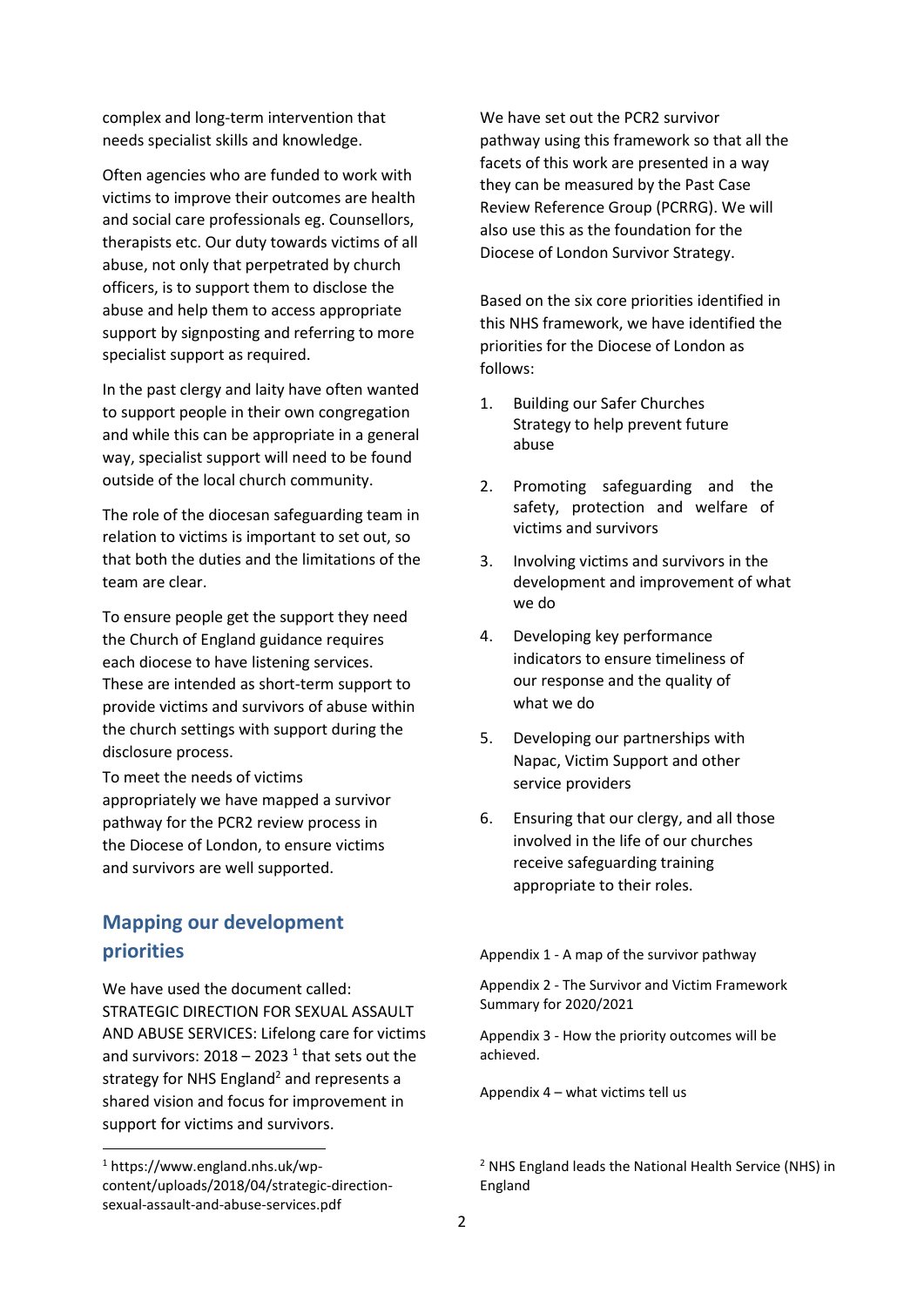complex and long-term intervention that needs specialist skills and knowledge.

Often agencies who are funded to work with victims to improve their outcomes are health and social care professionals eg. Counsellors, therapists etc. Our duty towards victims of all abuse, not only that perpetrated by church officers, is to support them to disclose the abuse and help them to access appropriate support by signposting and referring to more specialist support as required.

In the past clergy and laity have often wanted to support people in their own congregation and while this can be appropriate in a general way, specialist support will need to be found outside of the local church community.

The role of the diocesan safeguarding team in relation to victims is important to set out, so that both the duties and the limitations of the team are clear.

To ensure people get the support they need the Church of England guidance requires each diocese to have listening services. These are intended as short-term support to provide victims and survivors of abuse within the church settings with support during the disclosure process.

To meet the needs of victims appropriately we have mapped a survivor pathway for the PCR2 review process in the Diocese of London, to ensure victims and survivors are well supported.

## Mapping our development priorities

We have used the document called: STRATEGIC DIRECTION FOR SEXUAL ASSAULT AND ABUSE SERVICES: Lifelong care for victims and survivors: 2018 – 2023 [1] that sets out the strategy for NHS England[2] and represents a shared vision and focus for improvement in support for victims and survivors.

We have set out the PCR2 survivor pathway using this framework so that all the facets of this work are presented in a way they can be measured by the Past Case Review Reference Group (PCRRG). We will also use this as the foundation for the Diocese of London Survivor Strategy.

Based on the six core priorities identified in this NHS framework, we have identified the priorities for the Diocese of London as follows:

1. Building our Safer Churches Strategy to help prevent future abuse
2. Promoting safeguarding and the safety, protection and welfare of victims and survivors
3. Involving victims and survivors in the development and improvement of what we do
4. Developing key performance indicators to ensure timeliness of our response and the quality of what we do
5. Developing our partnerships with Napac, Victim Support and other service providers
6. Ensuring that our clergy, and all those involved in the life of our churches receive safeguarding training appropriate to their roles.

Appendix 1 - A map of the survivor pathway

Appendix 2 - The Survivor and Victim Framework Summary for 2020/2021

Appendix 3 - How the priority outcomes will be achieved.

Appendix 4 – what victims tell us

[1] https://www.england.nhs.uk/wp-content/uploads/2018/04/strategic-direction-sexual-assault-and-abuse-services.pdf

[2] NHS England leads the National Health Service (NHS) in England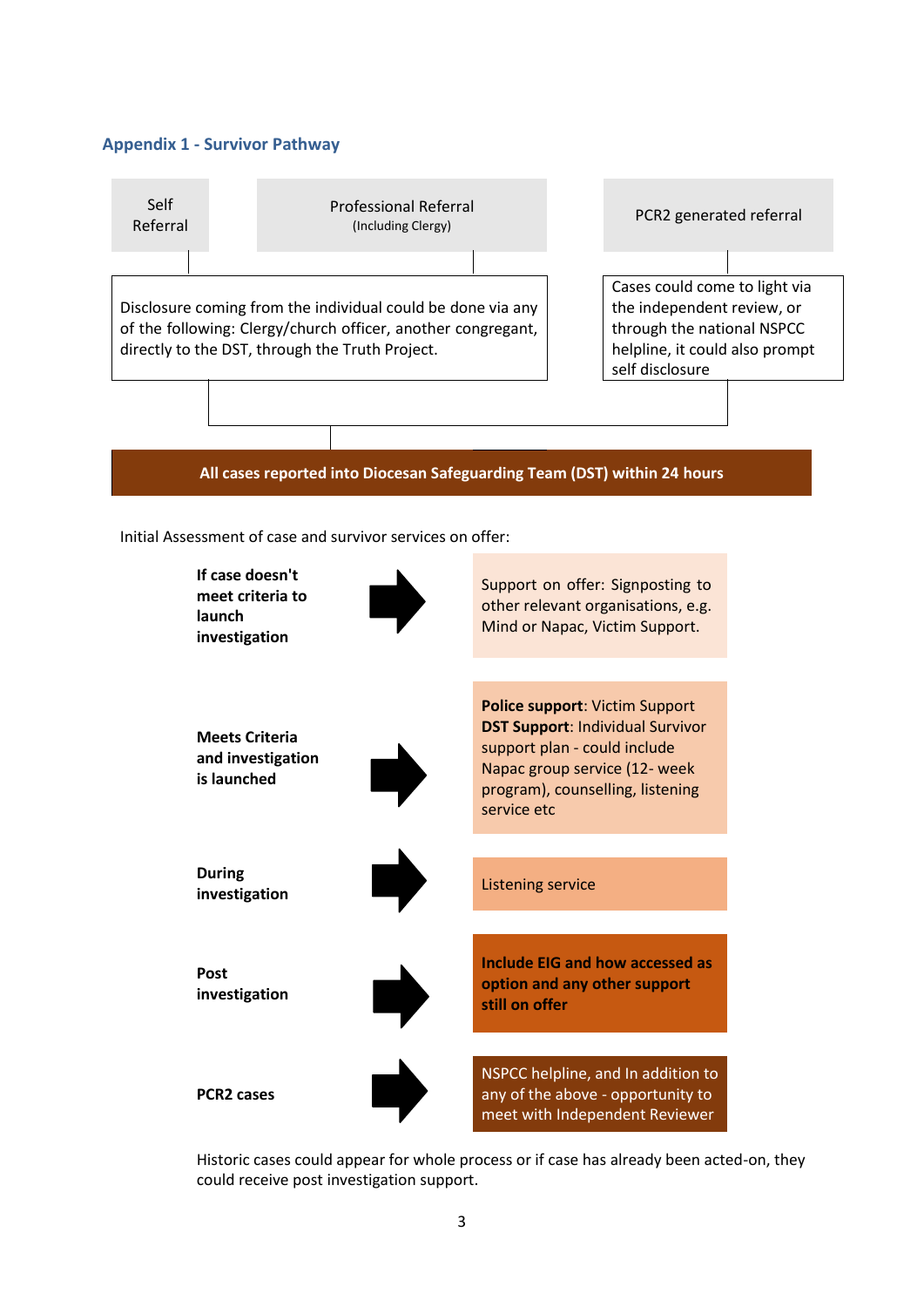## Appendix 1 - Survivor Pathway

Self Referral

Professional Referral (Including Clergy)

PCR2 generated referral

Disclosure coming from the individual could be done via any of the following: Clergy/church officer, another congregant, directly to the DST, through the Truth Project.

Cases could come to light via the independent review, or through the national NSPCC helpline, it could also prompt self disclosure

**All cases reported into Diocesan Safeguarding Team (DST) within 24 hours**

Initial Assessment of case and survivor services on offer:

| Stage | Support |
| --- | --- |
| **If case doesn't meet criteria to launch investigation** | Support on offer: Signposting to other relevant organisations, e.g. Mind or Napac, Victim Support. |
| **Meets Criteria and investigation is launched** | **Police support**: Victim Support<br>**DST Support**: Individual Survivor support plan - could include Napac group service (12- week program), counselling, listening service etc |
| **During investigation** | Listening service |
| **Post investigation** | **Include EIG and how accessed as option and any other support still on offer** |
| **PCR2 cases** | NSPCC helpline, and In addition to any of the above - opportunity to meet with Independent Reviewer |

Historic cases could appear for whole process or if case has already been acted-on, they could receive post investigation support.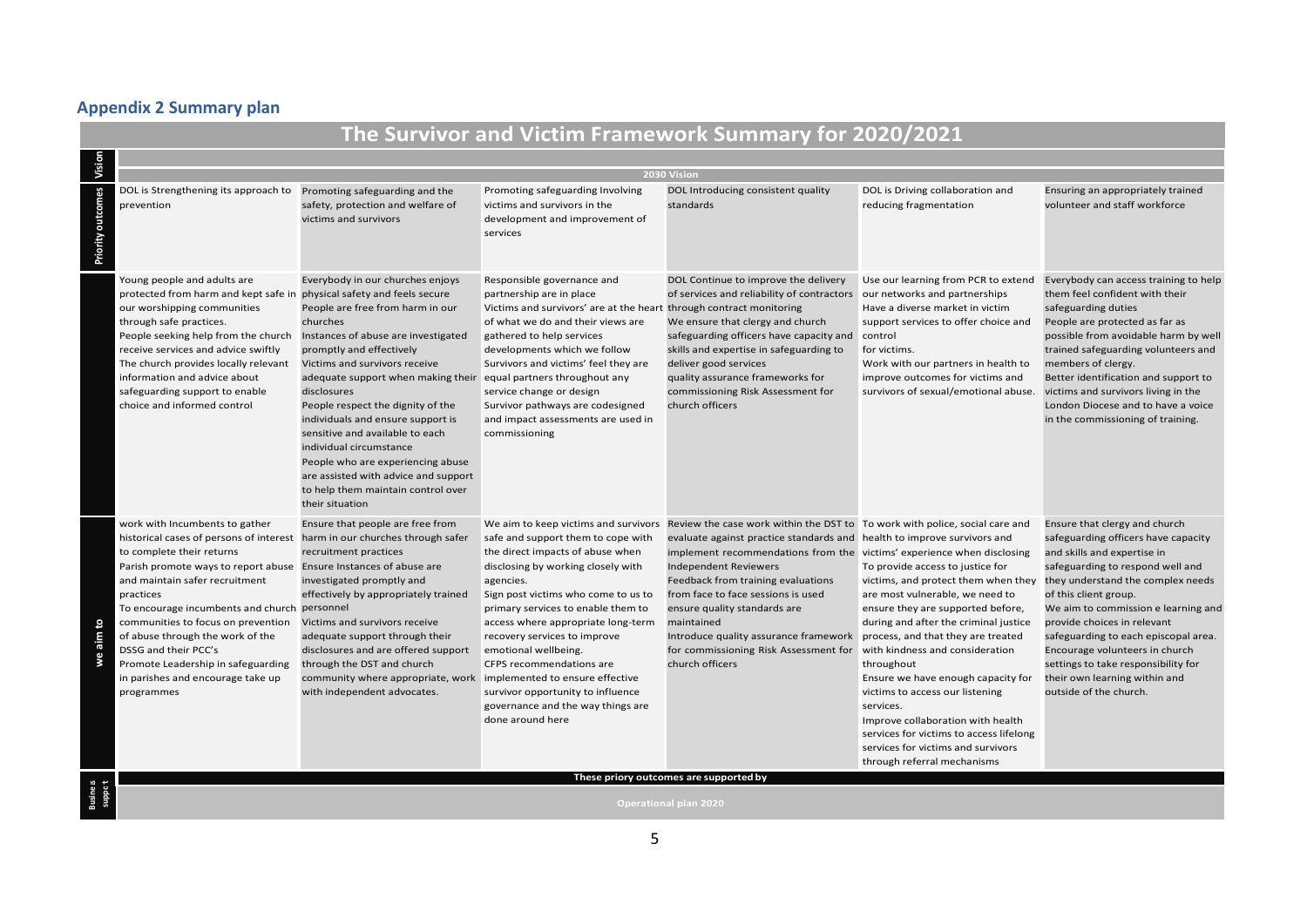## Appendix 2 Summary plan

# The Survivor and Victim Framework Summary for 2020/2021

| | | | | | | |
|---|---|---|---|---|---|---|
| **Vision** | 2030 Vision | | | | | |
| **Priority outcomes** | DOL is Strengthening its approach to prevention | Promoting safeguarding and the safety, protection and welfare of victims and survivors | Promoting safeguarding Involving victims and survivors in the development and improvement of services | DOL Introducing consistent quality standards | DOL is Driving collaboration and reducing fragmentation | Ensuring an appropriately trained volunteer and staff workforce |
| | Young people and adults are protected from harm and kept safe in our worshipping communities through safe practices.<br>People seeking help from the church receive services and advice swiftly<br>The church provides locally relevant information and advice about safeguarding support to enable choice and informed control | Everybody in our churches enjoys physical safety and feels secure<br>People are free from harm in our churches<br>Instances of abuse are investigated promptly and effectively<br>Victims and survivors receive adequate support when making their disclosures<br>People respect the dignity of the individuals and ensure support is sensitive and available to each individual circumstance<br>People who are experiencing abuse are assisted with advice and support to help them maintain control over their situation | Responsible governance and partnership are in place<br>Victims and survivors' are at the heart of what we do and their views are gathered to help services developments which we follow<br>Survivors and victims' feel they are equal partners throughout any service change or design<br>Survivor pathways are codesigned and impact assessments are used in commissioning | DOL Continue to improve the delivery of services and reliability of contractors through contract monitoring<br>We ensure that clergy and church safeguarding officers have capacity and skills and expertise in safeguarding to deliver good services<br>quality assurance frameworks for commissioning Risk Assessment for church officers | Use our learning from PCR to extend our networks and partnerships<br>Have a diverse market in victim support services to offer choice and control<br>for victims.<br>Work with our partners in health to improve outcomes for victims and survivors of sexual/emotional abuse. | Everybody can access training to help them feel confident with their safeguarding duties<br>People are protected as far as possible from avoidable harm by well trained safeguarding volunteers and members of clergy.<br>Better identification and support to victims and survivors living in the London Diocese and to have a voice in the commissioning of training. |
| **we aim to** | work with Incumbents to gather historical cases of persons of interest to complete their returns<br>Parish promote ways to report abuse and maintain safer recruitment practices<br>To encourage incumbents and church communities to focus on prevention of abuse through the work of the DSSG and their PCC's<br>Promote Leadership in safeguarding in parishes and encourage take up programmes | Ensure that people are free from harm in our churches through safer recruitment practices<br>Ensure Instances of abuse are investigated promptly and effectively by appropriately trained personnel<br>Victims and survivors receive adequate support through their disclosures and are offered support through the DST and church community where appropriate, work with independent advocates. | We aim to keep victims and survivors safe and support them to cope with the direct impacts of abuse when disclosing by working closely with agencies.<br>Sign post victims who come to us to primary services to enable them to access where appropriate long-term recovery services to improve emotional wellbeing.<br>CFPS recommendations are implemented to ensure effective survivor opportunity to influence governance and the way things are done around here | Review the case work within the DST to evaluate against practice standards and implement recommendations from the Independent Reviewers<br>Feedback from training evaluations from face to face sessions is used ensure quality standards are maintained<br>Introduce quality assurance framework for commissioning Risk Assessment for church officers | To work with police, social care and health to improve survivors and victims' experience when disclosing<br>To provide access to justice for victims, and protect them when they are most vulnerable, we need to ensure they are supported before, during and after the criminal justice process, and that they are treated with kindness and consideration throughout<br>Ensure we have enough capacity for victims to access our listening services.<br>Improve collaboration with health services for victims to access lifelong services for victims and survivors through referral mechanisms | Ensure that clergy and church safeguarding officers have capacity and skills and expertise in safeguarding to respond well and they understand the complex needs of this client group.<br>We aim to commission e learning and provide choices in relevant safeguarding to each episcopal area.<br>Encourage volunteers in church settings to take responsibility for their own learning within and outside of the church. |
| | These priory outcomes are supported by | | | | | |
| **Business support** | Operational plan 2020 | | | | | |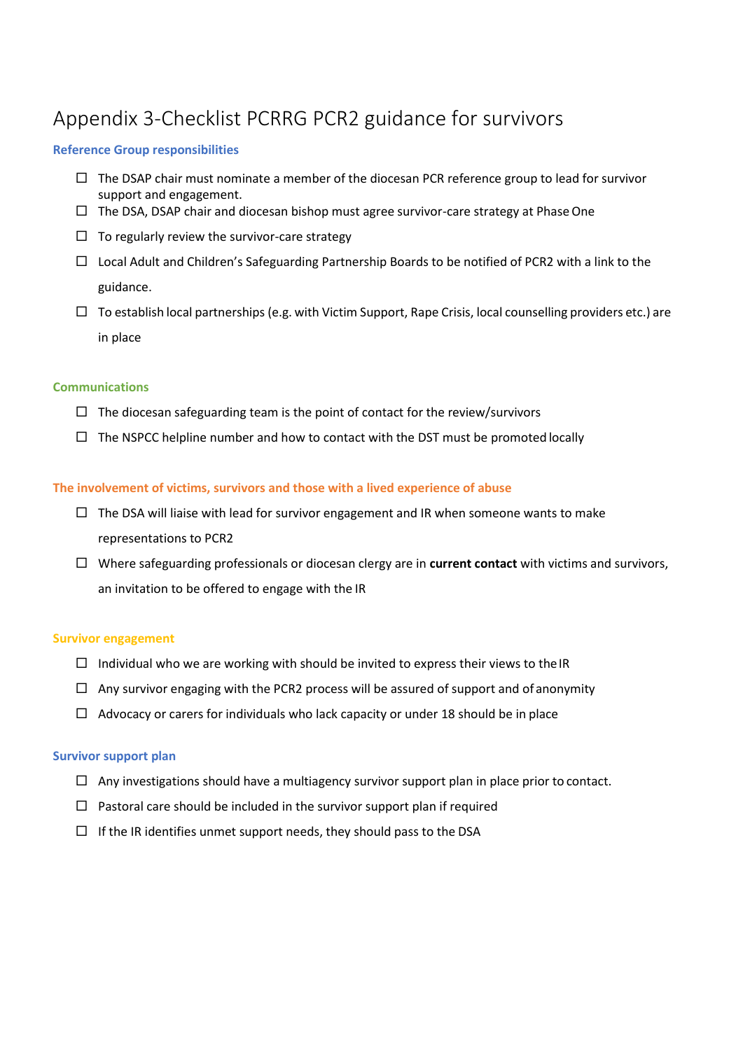# Appendix 3-Checklist PCRRG PCR2 guidance for survivors

### Reference Group responsibilities

- ☐ The DSAP chair must nominate a member of the diocesan PCR reference group to lead for survivor support and engagement.
- ☐ The DSA, DSAP chair and diocesan bishop must agree survivor-care strategy at Phase One
- ☐ To regularly review the survivor-care strategy
- ☐ Local Adult and Children's Safeguarding Partnership Boards to be notified of PCR2 with a link to the guidance.
- ☐ To establish local partnerships (e.g. with Victim Support, Rape Crisis, local counselling providers etc.) are in place

### Communications

- ☐ The diocesan safeguarding team is the point of contact for the review/survivors
- ☐ The NSPCC helpline number and how to contact with the DST must be promoted locally

### The involvement of victims, survivors and those with a lived experience of abuse

- ☐ The DSA will liaise with lead for survivor engagement and IR when someone wants to make representations to PCR2
- ☐ Where safeguarding professionals or diocesan clergy are in **current contact** with victims and survivors, an invitation to be offered to engage with the IR

### Survivor engagement

- ☐ Individual who we are working with should be invited to express their views to the IR
- ☐ Any survivor engaging with the PCR2 process will be assured of support and of anonymity
- ☐ Advocacy or carers for individuals who lack capacity or under 18 should be in place

### Survivor support plan

- ☐ Any investigations should have a multiagency survivor support plan in place prior to contact.
- ☐ Pastoral care should be included in the survivor support plan if required
- ☐ If the IR identifies unmet support needs, they should pass to the DSA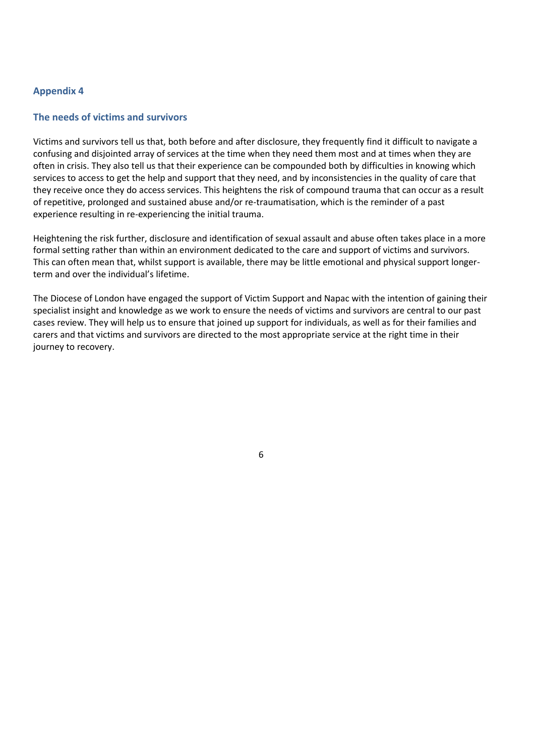## Appendix 4

### The needs of victims and survivors

Victims and survivors tell us that, both before and after disclosure, they frequently find it difficult to navigate a confusing and disjointed array of services at the time when they need them most and at times when they are often in crisis. They also tell us that their experience can be compounded both by difficulties in knowing which services to access to get the help and support that they need, and by inconsistencies in the quality of care that they receive once they do access services. This heightens the risk of compound trauma that can occur as a result of repetitive, prolonged and sustained abuse and/or re-traumatisation, which is the reminder of a past experience resulting in re-experiencing the initial trauma.

Heightening the risk further, disclosure and identification of sexual assault and abuse often takes place in a more formal setting rather than within an environment dedicated to the care and support of victims and survivors. This can often mean that, whilst support is available, there may be little emotional and physical support longer-term and over the individual's lifetime.

The Diocese of London have engaged the support of Victim Support and Napac with the intention of gaining their specialist insight and knowledge as we work to ensure the needs of victims and survivors are central to our past cases review. They will help us to ensure that joined up support for individuals, as well as for their families and carers and that victims and survivors are directed to the most appropriate service at the right time in their journey to recovery.